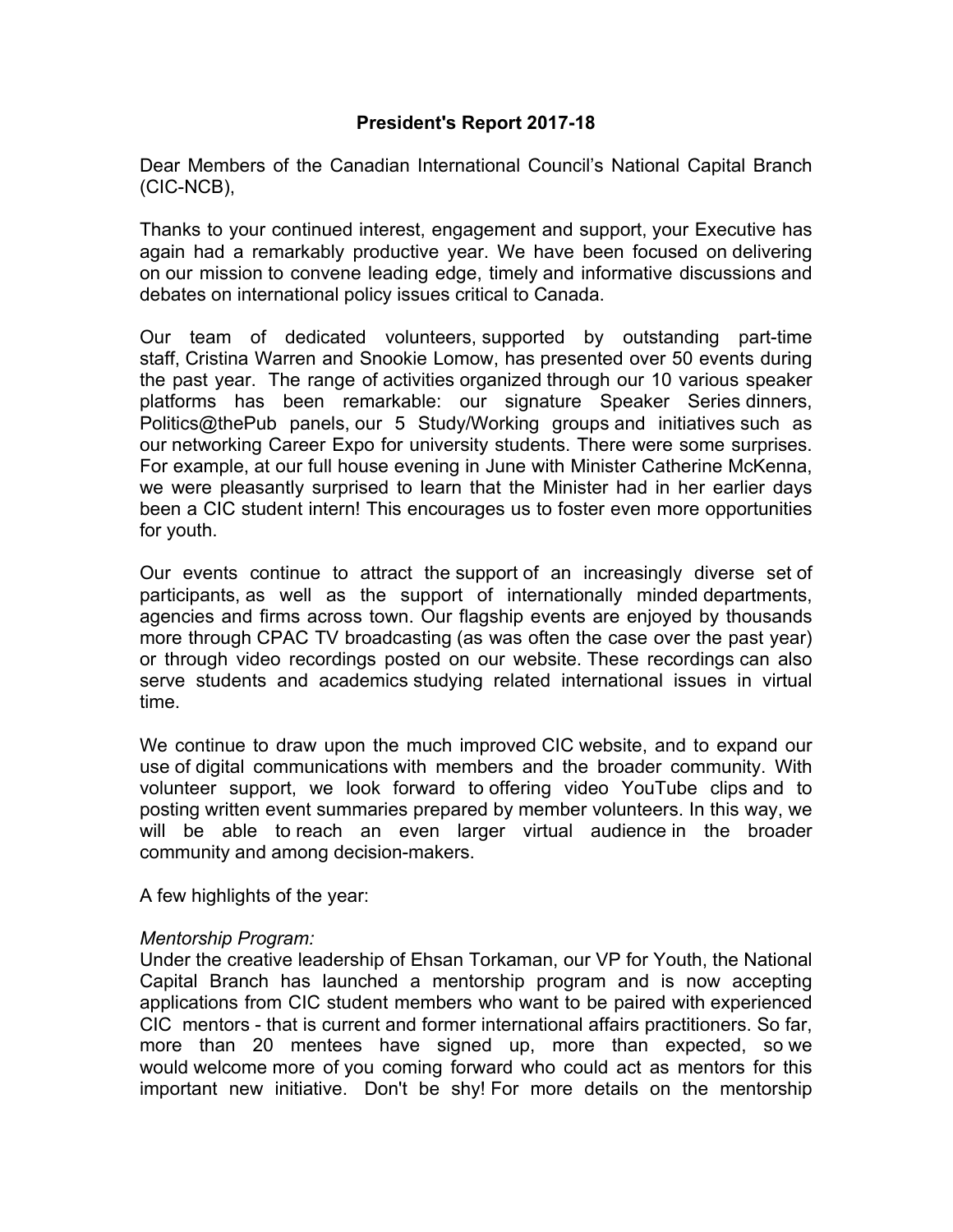# President's Report 2017-18

Dear Members of the Canadian International Council's National Capital Branch (CIC-NCB),

Thanks to your continued interest, engagement and support, your Executive has again had a remarkably productive year. We have been focused on delivering on our mission to convene leading edge, timely and informative discussions and debates on international policy issues critical to Canada.

Our team of dedicated volunteers, supported by outstanding part-time staff, Cristina Warren and Snookie Lomow, has presented over 50 events during the past year. The range of activities organized through our 10 various speaker platforms has been remarkable: our signature Speaker Series dinners, Politics@thePub panels, our 5 Study/Working groups and initiatives such as our networking Career Expo for university students. There were some surprises. For example, at our full house evening in June with Minister Catherine McKenna, we were pleasantly surprised to learn that the Minister had in her earlier days been a CIC student intern! This encourages us to foster even more opportunities for youth.

Our events continue to attract the support of an increasingly diverse set of participants, as well as the support of internationally minded departments, agencies and firms across town. Our flagship events are enjoyed by thousands more through CPAC TV broadcasting (as was often the case over the past year) or through video recordings posted on our website. These recordings can also serve students and academics studying related international issues in virtual time.

We continue to draw upon the much improved CIC website, and to expand our use of digital communications with members and the broader community. With volunteer support, we look forward to offering video YouTube clips and to posting written event summaries prepared by member volunteers. In this way, we will be able to reach an even larger virtual audience in the broader community and among decision-makers.

A few highlights of the year:

*Mentorship Program:*
Under the creative leadership of Ehsan Torkaman, our VP for Youth, the National Capital Branch has launched a mentorship program and is now accepting applications from CIC student members who want to be paired with experienced CIC mentors - that is current and former international affairs practitioners. So far, more than 20 mentees have signed up, more than expected, so we would welcome more of you coming forward who could act as mentors for this important new initiative. Don't be shy! For more details on the mentorship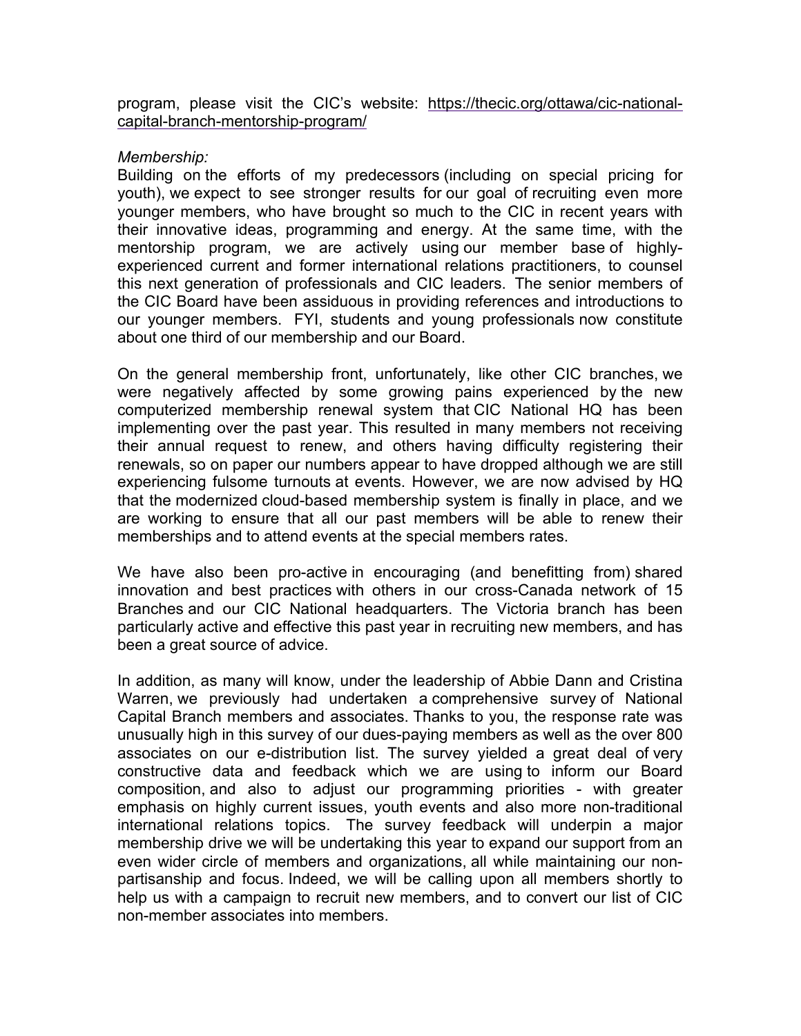program, please visit the CIC's website: https://thecic.org/ottawa/cic-national-capital-branch-mentorship-program/

*Membership:*

Building on the efforts of my predecessors (including on special pricing for youth), we expect to see stronger results for our goal of recruiting even more younger members, who have brought so much to the CIC in recent years with their innovative ideas, programming and energy. At the same time, with the mentorship program, we are actively using our member base of highly-experienced current and former international relations practitioners, to counsel this next generation of professionals and CIC leaders. The senior members of the CIC Board have been assiduous in providing references and introductions to our younger members. FYI, students and young professionals now constitute about one third of our membership and our Board.

On the general membership front, unfortunately, like other CIC branches, we were negatively affected by some growing pains experienced by the new computerized membership renewal system that CIC National HQ has been implementing over the past year. This resulted in many members not receiving their annual request to renew, and others having difficulty registering their renewals, so on paper our numbers appear to have dropped although we are still experiencing fulsome turnouts at events. However, we are now advised by HQ that the modernized cloud-based membership system is finally in place, and we are working to ensure that all our past members will be able to renew their memberships and to attend events at the special members rates.

We have also been pro-active in encouraging (and benefitting from) shared innovation and best practices with others in our cross-Canada network of 15 Branches and our CIC National headquarters. The Victoria branch has been particularly active and effective this past year in recruiting new members, and has been a great source of advice.

In addition, as many will know, under the leadership of Abbie Dann and Cristina Warren, we previously had undertaken a comprehensive survey of National Capital Branch members and associates. Thanks to you, the response rate was unusually high in this survey of our dues-paying members as well as the over 800 associates on our e-distribution list. The survey yielded a great deal of very constructive data and feedback which we are using to inform our Board composition, and also to adjust our programming priorities - with greater emphasis on highly current issues, youth events and also more non-traditional international relations topics. The survey feedback will underpin a major membership drive we will be undertaking this year to expand our support from an even wider circle of members and organizations, all while maintaining our non-partisanship and focus. Indeed, we will be calling upon all members shortly to help us with a campaign to recruit new members, and to convert our list of CIC non-member associates into members.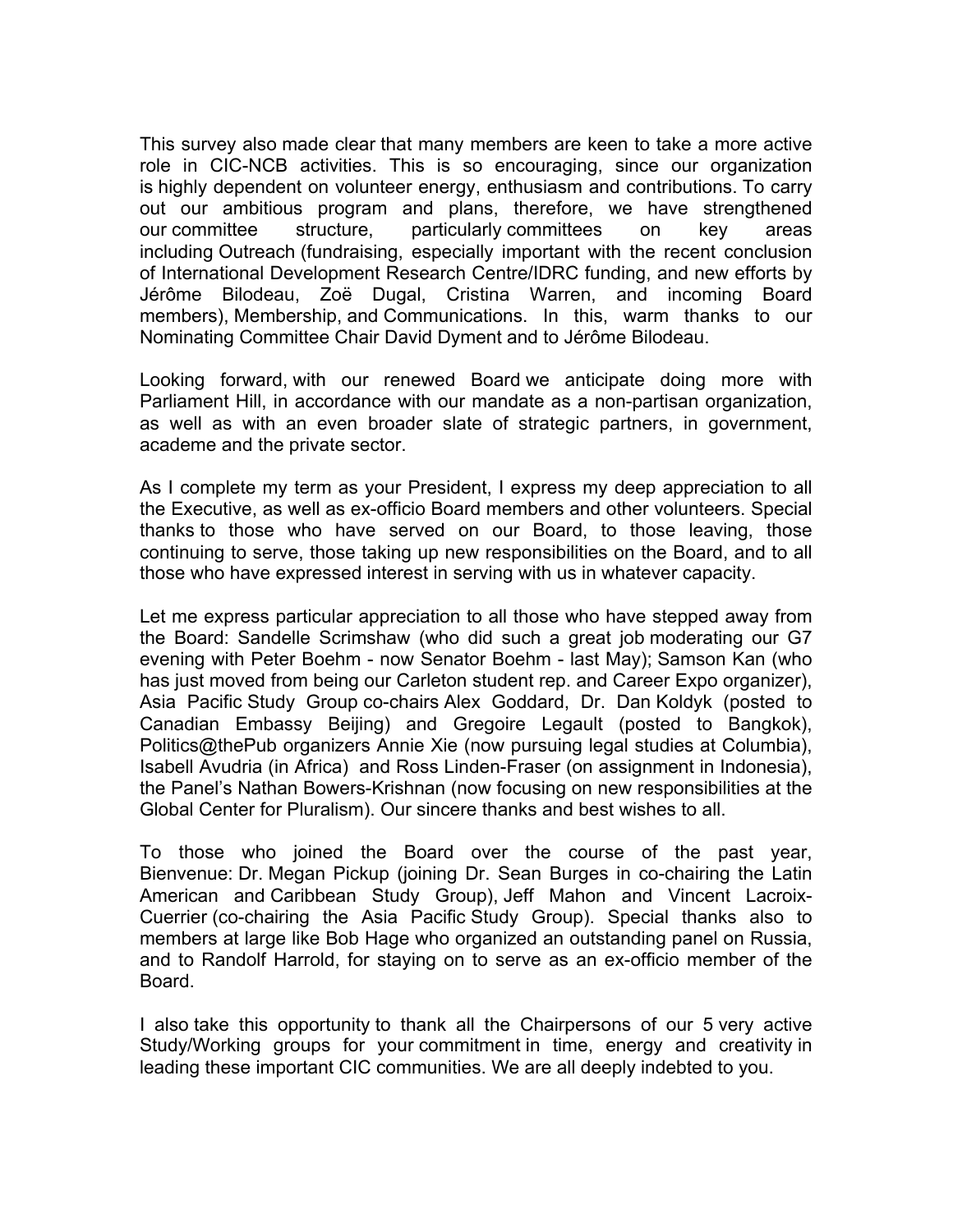This survey also made clear that many members are keen to take a more active role in CIC-NCB activities. This is so encouraging, since our organization is highly dependent on volunteer energy, enthusiasm and contributions. To carry out our ambitious program and plans, therefore, we have strengthened our committee structure, particularly committees on key areas including Outreach (fundraising, especially important with the recent conclusion of International Development Research Centre/IDRC funding, and new efforts by Jérôme Bilodeau, Zoë Dugal, Cristina Warren, and incoming Board members), Membership, and Communications. In this, warm thanks to our Nominating Committee Chair David Dyment and to Jérôme Bilodeau.

Looking forward, with our renewed Board we anticipate doing more with Parliament Hill, in accordance with our mandate as a non-partisan organization, as well as with an even broader slate of strategic partners, in government, academe and the private sector.

As I complete my term as your President, I express my deep appreciation to all the Executive, as well as ex-officio Board members and other volunteers. Special thanks to those who have served on our Board, to those leaving, those continuing to serve, those taking up new responsibilities on the Board, and to all those who have expressed interest in serving with us in whatever capacity.

Let me express particular appreciation to all those who have stepped away from the Board: Sandelle Scrimshaw (who did such a great job moderating our G7 evening with Peter Boehm - now Senator Boehm - last May); Samson Kan (who has just moved from being our Carleton student rep. and Career Expo organizer), Asia Pacific Study Group co-chairs Alex Goddard, Dr. Dan Koldyk (posted to Canadian Embassy Beijing) and Gregoire Legault (posted to Bangkok), Politics@thePub organizers Annie Xie (now pursuing legal studies at Columbia), Isabell Avudria (in Africa) and Ross Linden-Fraser (on assignment in Indonesia), the Panel's Nathan Bowers-Krishnan (now focusing on new responsibilities at the Global Center for Pluralism). Our sincere thanks and best wishes to all.

To those who joined the Board over the course of the past year, Bienvenue: Dr. Megan Pickup (joining Dr. Sean Burges in co-chairing the Latin American and Caribbean Study Group), Jeff Mahon and Vincent Lacroix-Cuerrier (co-chairing the Asia Pacific Study Group). Special thanks also to members at large like Bob Hage who organized an outstanding panel on Russia, and to Randolf Harrold, for staying on to serve as an ex-officio member of the Board.

I also take this opportunity to thank all the Chairpersons of our 5 very active Study/Working groups for your commitment in time, energy and creativity in leading these important CIC communities. We are all deeply indebted to you.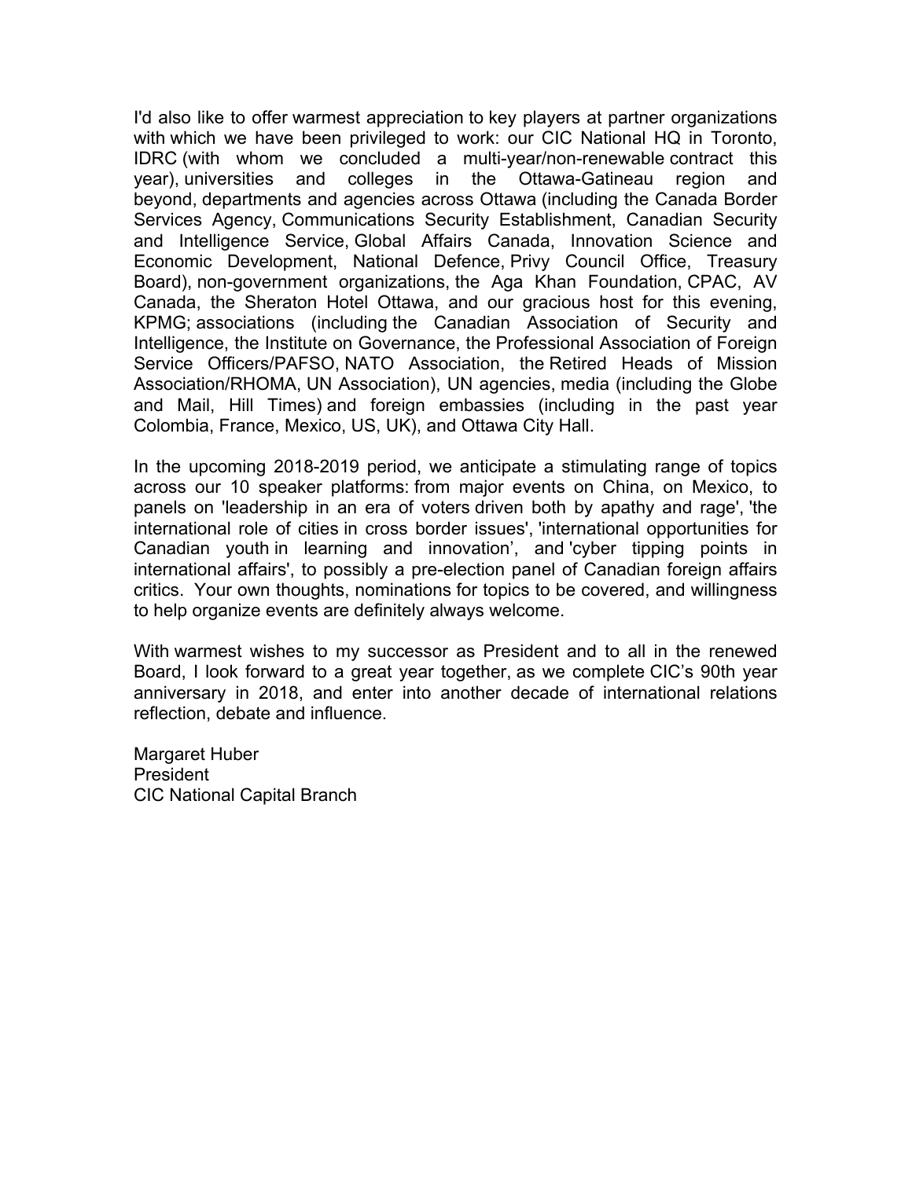I'd also like to offer warmest appreciation to key players at partner organizations with which we have been privileged to work: our CIC National HQ in Toronto, IDRC (with whom we concluded a multi-year/non-renewable contract this year), universities and colleges in the Ottawa-Gatineau region and beyond, departments and agencies across Ottawa (including the Canada Border Services Agency, Communications Security Establishment, Canadian Security and Intelligence Service, Global Affairs Canada, Innovation Science and Economic Development, National Defence, Privy Council Office, Treasury Board), non-government organizations, the Aga Khan Foundation, CPAC, AV Canada, the Sheraton Hotel Ottawa, and our gracious host for this evening, KPMG; associations (including the Canadian Association of Security and Intelligence, the Institute on Governance, the Professional Association of Foreign Service Officers/PAFSO, NATO Association, the Retired Heads of Mission Association/RHOMA, UN Association), UN agencies, media (including the Globe and Mail, Hill Times) and foreign embassies (including in the past year Colombia, France, Mexico, US, UK), and Ottawa City Hall.

In the upcoming 2018-2019 period, we anticipate a stimulating range of topics across our 10 speaker platforms: from major events on China, on Mexico, to panels on 'leadership in an era of voters driven both by apathy and rage', 'the international role of cities in cross border issues', 'international opportunities for Canadian youth in learning and innovation', and 'cyber tipping points in international affairs', to possibly a pre-election panel of Canadian foreign affairs critics. Your own thoughts, nominations for topics to be covered, and willingness to help organize events are definitely always welcome.

With warmest wishes to my successor as President and to all in the renewed Board, I look forward to a great year together, as we complete CIC's 90th year anniversary in 2018, and enter into another decade of international relations reflection, debate and influence.

Margaret Huber
President
CIC National Capital Branch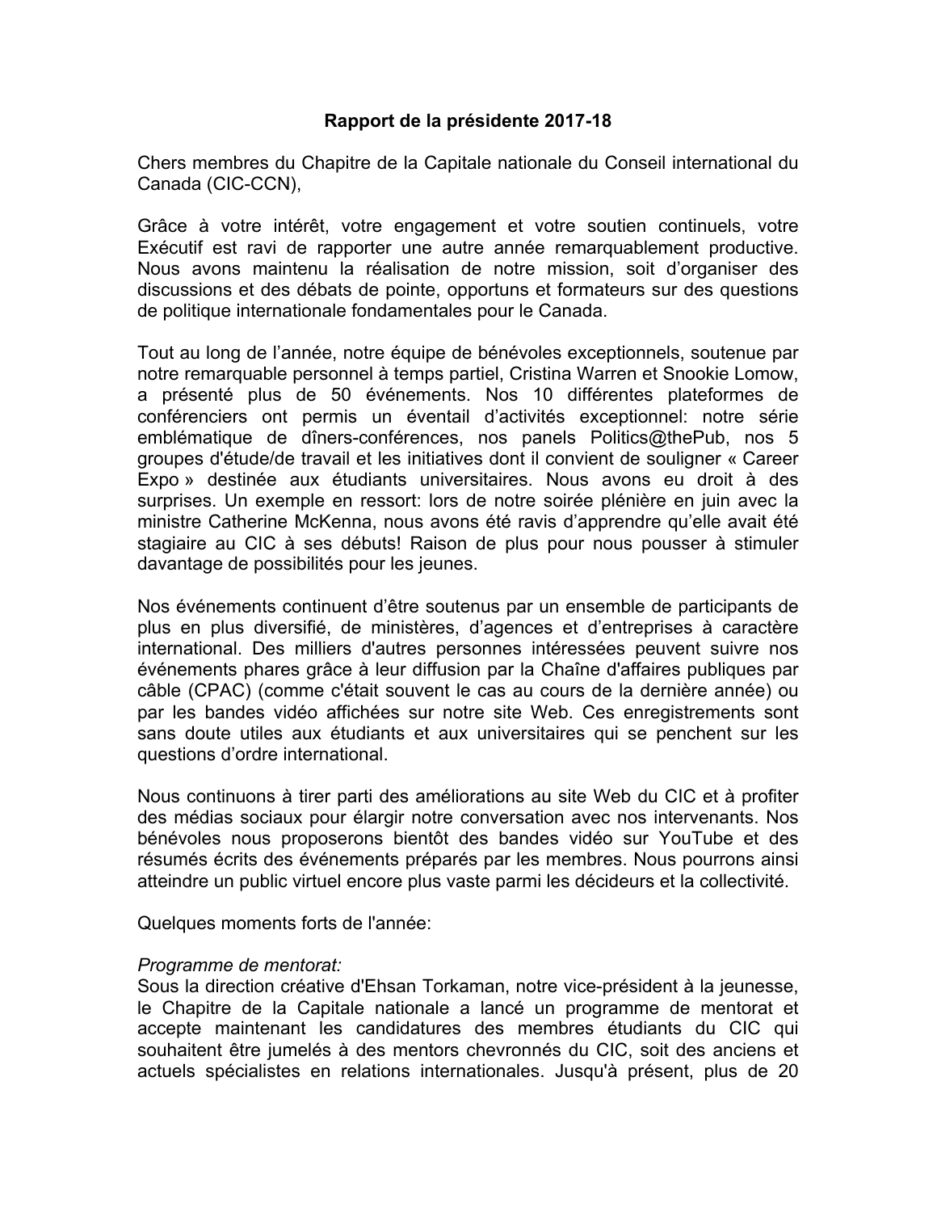**Rapport de la présidente 2017-18**

Chers membres du Chapitre de la Capitale nationale du Conseil international du Canada (CIC-CCN),

Grâce à votre intérêt, votre engagement et votre soutien continuels, votre Exécutif est ravi de rapporter une autre année remarquablement productive. Nous avons maintenu la réalisation de notre mission, soit d'organiser des discussions et des débats de pointe, opportuns et formateurs sur des questions de politique internationale fondamentales pour le Canada.

Tout au long de l'année, notre équipe de bénévoles exceptionnels, soutenue par notre remarquable personnel à temps partiel, Cristina Warren et Snookie Lomow, a présenté plus de 50 événements. Nos 10 différentes plateformes de conférenciers ont permis un éventail d'activités exceptionnel: notre série emblématique de dîners-conférences, nos panels Politics@thePub, nos 5 groupes d'étude/de travail et les initiatives dont il convient de souligner « Career Expo » destinée aux étudiants universitaires. Nous avons eu droit à des surprises. Un exemple en ressort: lors de notre soirée plénière en juin avec la ministre Catherine McKenna, nous avons été ravis d'apprendre qu'elle avait été stagiaire au CIC à ses débuts! Raison de plus pour nous pousser à stimuler davantage de possibilités pour les jeunes.

Nos événements continuent d'être soutenus par un ensemble de participants de plus en plus diversifié, de ministères, d'agences et d'entreprises à caractère international. Des milliers d'autres personnes intéressées peuvent suivre nos événements phares grâce à leur diffusion par la Chaîne d'affaires publiques par câble (CPAC) (comme c'était souvent le cas au cours de la dernière année) ou par les bandes vidéo affichées sur notre site Web. Ces enregistrements sont sans doute utiles aux étudiants et aux universitaires qui se penchent sur les questions d'ordre international.

Nous continuons à tirer parti des améliorations au site Web du CIC et à profiter des médias sociaux pour élargir notre conversation avec nos intervenants. Nos bénévoles nous proposerons bientôt des bandes vidéo sur YouTube et des résumés écrits des événements préparés par les membres. Nous pourrons ainsi atteindre un public virtuel encore plus vaste parmi les décideurs et la collectivité.

Quelques moments forts de l'année:

*Programme de mentorat:*
Sous la direction créative d'Ehsan Torkaman, notre vice-président à la jeunesse, le Chapitre de la Capitale nationale a lancé un programme de mentorat et accepte maintenant les candidatures des membres étudiants du CIC qui souhaitent être jumelés à des mentors chevronnés du CIC, soit des anciens et actuels spécialistes en relations internationales. Jusqu'à présent, plus de 20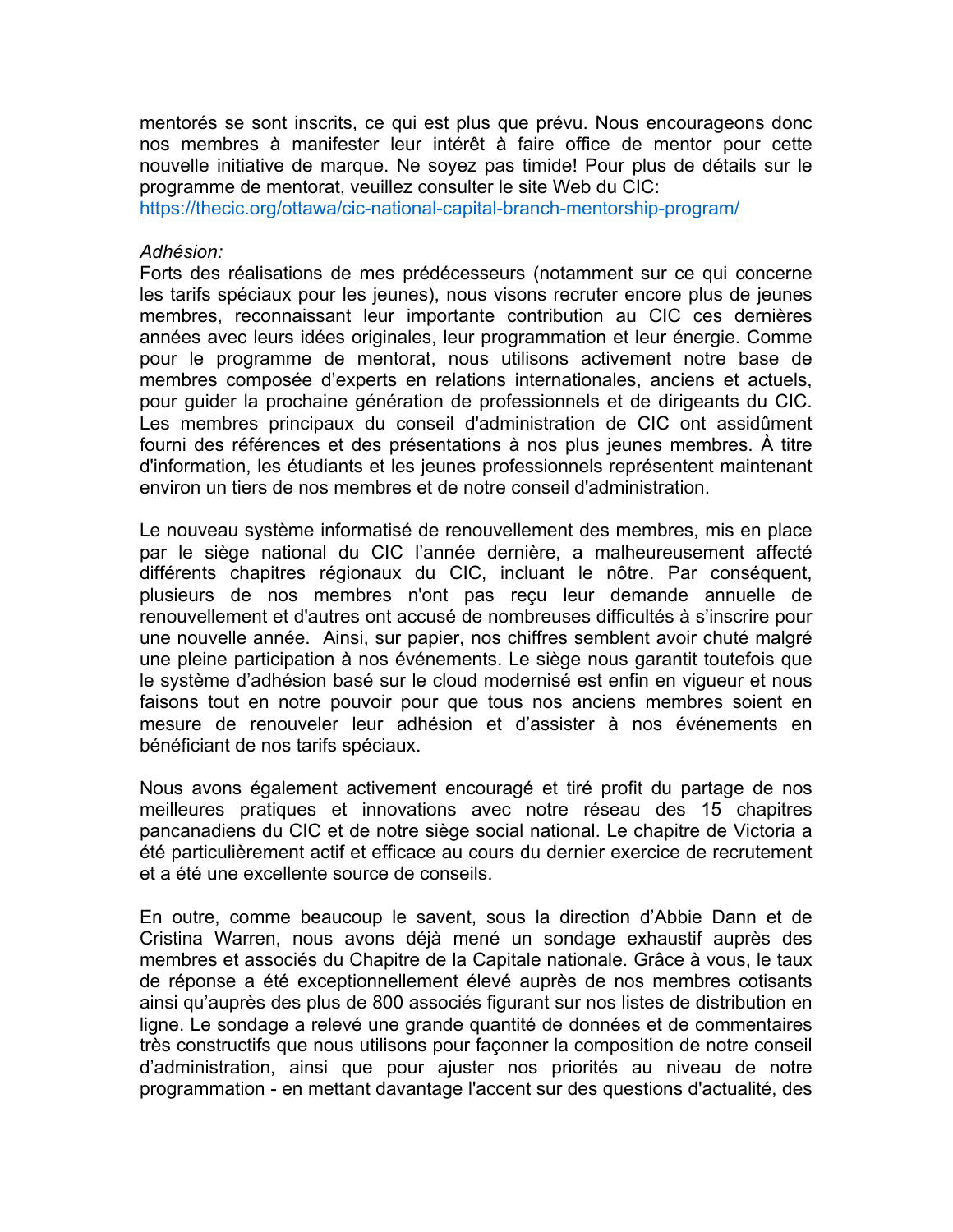mentorés se sont inscrits, ce qui est plus que prévu. Nous encourageons donc nos membres à manifester leur intérêt à faire office de mentor pour cette nouvelle initiative de marque. Ne soyez pas timide! Pour plus de détails sur le programme de mentorat, veuillez consulter le site Web du CIC: https://thecic.org/ottawa/cic-national-capital-branch-mentorship-program/

*Adhésion:*

Forts des réalisations de mes prédécesseurs (notamment sur ce qui concerne les tarifs spéciaux pour les jeunes), nous visons recruter encore plus de jeunes membres, reconnaissant leur importante contribution au CIC ces dernières années avec leurs idées originales, leur programmation et leur énergie. Comme pour le programme de mentorat, nous utilisons activement notre base de membres composée d'experts en relations internationales, anciens et actuels, pour guider la prochaine génération de professionnels et de dirigeants du CIC. Les membres principaux du conseil d'administration de CIC ont assidûment fourni des références et des présentations à nos plus jeunes membres. À titre d'information, les étudiants et les jeunes professionnels représentent maintenant environ un tiers de nos membres et de notre conseil d'administration.

Le nouveau système informatisé de renouvellement des membres, mis en place par le siège national du CIC l'année dernière, a malheureusement affecté différents chapitres régionaux du CIC, incluant le nôtre. Par conséquent, plusieurs de nos membres n'ont pas reçu leur demande annuelle de renouvellement et d'autres ont accusé de nombreuses difficultés à s'inscrire pour une nouvelle année. Ainsi, sur papier, nos chiffres semblent avoir chuté malgré une pleine participation à nos événements. Le siège nous garantit toutefois que le système d'adhésion basé sur le cloud modernisé est enfin en vigueur et nous faisons tout en notre pouvoir pour que tous nos anciens membres soient en mesure de renouveler leur adhésion et d'assister à nos événements en bénéficiant de nos tarifs spéciaux.

Nous avons également activement encouragé et tiré profit du partage de nos meilleures pratiques et innovations avec notre réseau des 15 chapitres pancanadiens du CIC et de notre siège social national. Le chapitre de Victoria a été particulièrement actif et efficace au cours du dernier exercice de recrutement et a été une excellente source de conseils.

En outre, comme beaucoup le savent, sous la direction d'Abbie Dann et de Cristina Warren, nous avons déjà mené un sondage exhaustif auprès des membres et associés du Chapitre de la Capitale nationale. Grâce à vous, le taux de réponse a été exceptionnellement élevé auprès de nos membres cotisants ainsi qu'auprès des plus de 800 associés figurant sur nos listes de distribution en ligne. Le sondage a relevé une grande quantité de données et de commentaires très constructifs que nous utilisons pour façonner la composition de notre conseil d'administration, ainsi que pour ajuster nos priorités au niveau de notre programmation - en mettant davantage l'accent sur des questions d'actualité, des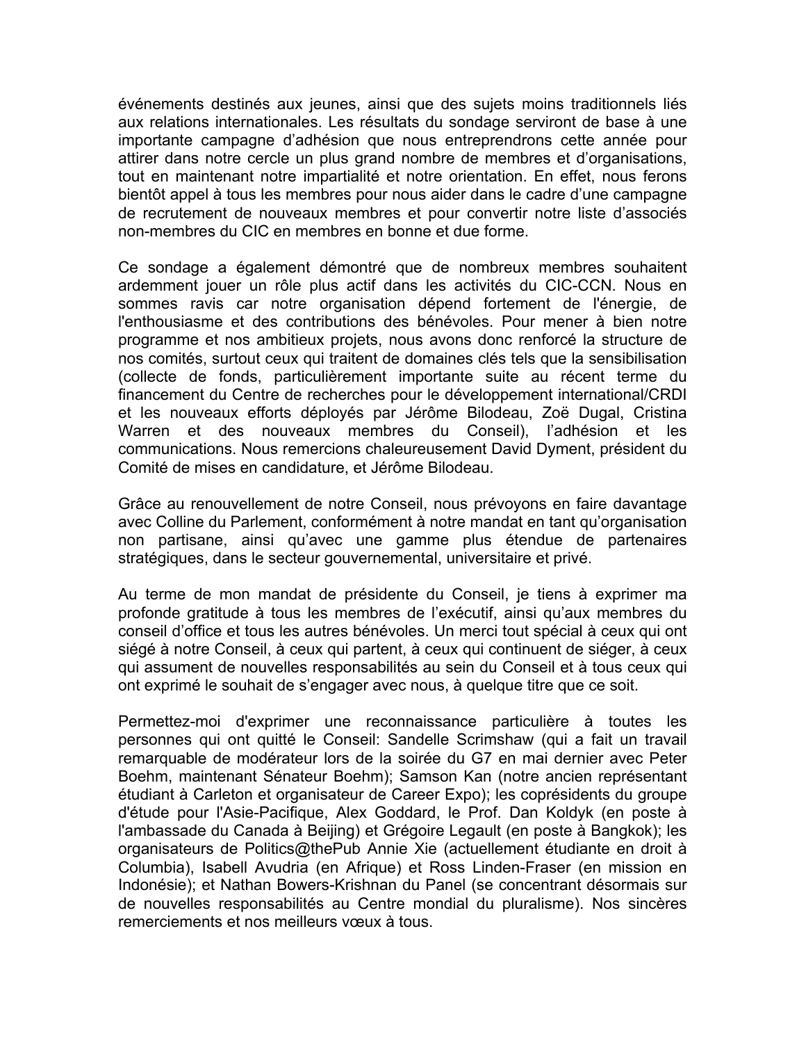événements destinés aux jeunes, ainsi que des sujets moins traditionnels liés aux relations internationales. Les résultats du sondage serviront de base à une importante campagne d'adhésion que nous entreprendrons cette année pour attirer dans notre cercle un plus grand nombre de membres et d'organisations, tout en maintenant notre impartialité et notre orientation. En effet, nous ferons bientôt appel à tous les membres pour nous aider dans le cadre d'une campagne de recrutement de nouveaux membres et pour convertir notre liste d'associés non-membres du CIC en membres en bonne et due forme.

Ce sondage a également démontré que de nombreux membres souhaitent ardemment jouer un rôle plus actif dans les activités du CIC-CCN. Nous en sommes ravis car notre organisation dépend fortement de l'énergie, de l'enthousiasme et des contributions des bénévoles. Pour mener à bien notre programme et nos ambitieux projets, nous avons donc renforcé la structure de nos comités, surtout ceux qui traitent de domaines clés tels que la sensibilisation (collecte de fonds, particulièrement importante suite au récent terme du financement du Centre de recherches pour le développement international/CRDI et les nouveaux efforts déployés par Jérôme Bilodeau, Zoë Dugal, Cristina Warren et des nouveaux membres du Conseil), l'adhésion et les communications. Nous remercions chaleureusement David Dyment, président du Comité de mises en candidature, et Jérôme Bilodeau.

Grâce au renouvellement de notre Conseil, nous prévoyons en faire davantage avec Colline du Parlement, conformément à notre mandat en tant qu'organisation non partisane, ainsi qu'avec une gamme plus étendue de partenaires stratégiques, dans le secteur gouvernemental, universitaire et privé.

Au terme de mon mandat de présidente du Conseil, je tiens à exprimer ma profonde gratitude à tous les membres de l'exécutif, ainsi qu'aux membres du conseil d'office et tous les autres bénévoles. Un merci tout spécial à ceux qui ont siégé à notre Conseil, à ceux qui partent, à ceux qui continuent de siéger, à ceux qui assument de nouvelles responsabilités au sein du Conseil et à tous ceux qui ont exprimé le souhait de s'engager avec nous, à quelque titre que ce soit.

Permettez-moi d'exprimer une reconnaissance particulière à toutes les personnes qui ont quitté le Conseil: Sandelle Scrimshaw (qui a fait un travail remarquable de modérateur lors de la soirée du G7 en mai dernier avec Peter Boehm, maintenant Sénateur Boehm); Samson Kan (notre ancien représentant étudiant à Carleton et organisateur de Career Expo); les coprésidents du groupe d'étude pour l'Asie-Pacifique, Alex Goddard, le Prof. Dan Koldyk (en poste à l'ambassade du Canada à Beijing) et Grégoire Legault (en poste à Bangkok); les organisateurs de Politics@thePub Annie Xie (actuellement étudiante en droit à Columbia), Isabell Avudria (en Afrique) et Ross Linden-Fraser (en mission en Indonésie); et Nathan Bowers-Krishnan du Panel (se concentrant désormais sur de nouvelles responsabilités au Centre mondial du pluralisme). Nos sincères remerciements et nos meilleurs vœux à tous.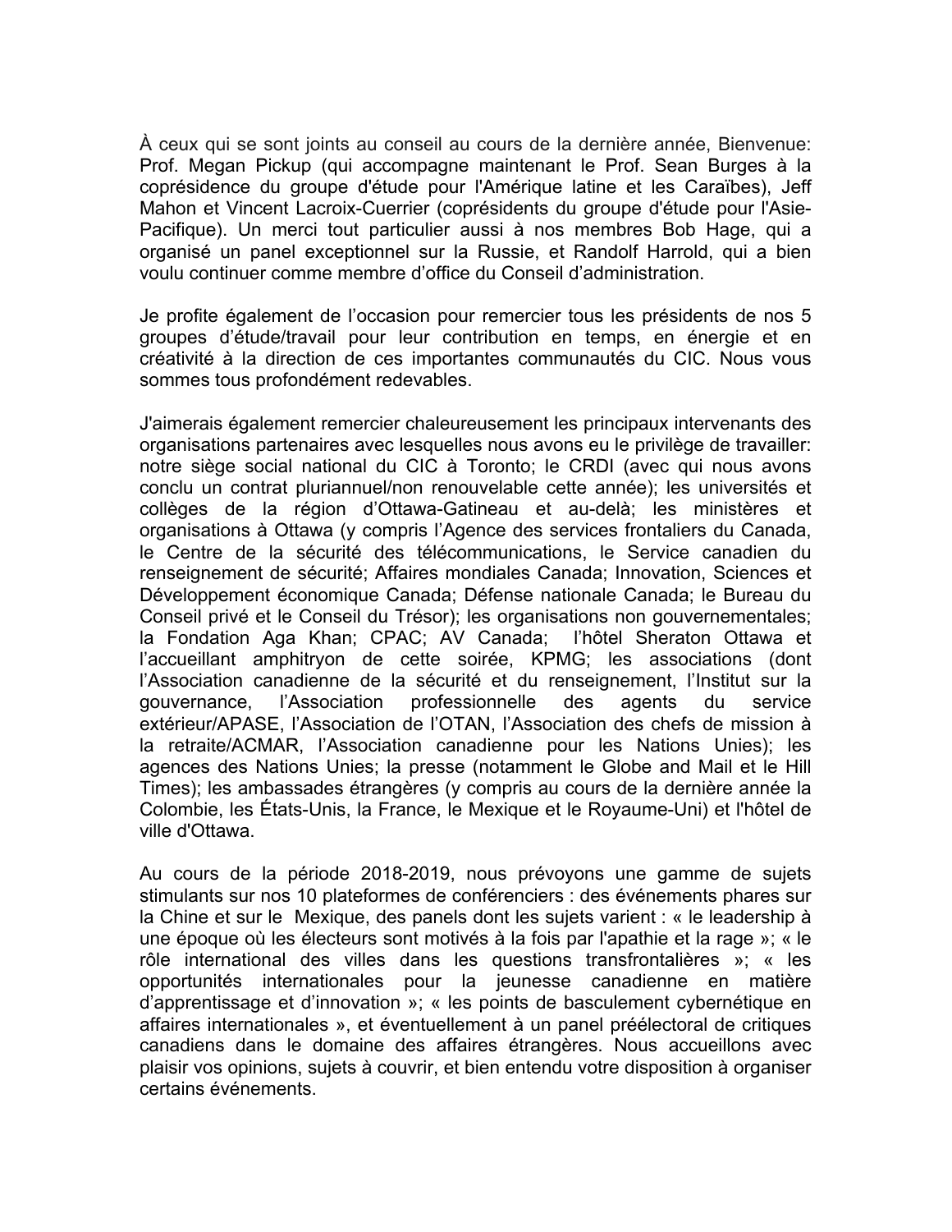À ceux qui se sont joints au conseil au cours de la dernière année, Bienvenue: Prof. Megan Pickup (qui accompagne maintenant le Prof. Sean Burges à la coprésidence du groupe d'étude pour l'Amérique latine et les Caraïbes), Jeff Mahon et Vincent Lacroix-Cuerrier (coprésidents du groupe d'étude pour l'Asie-Pacifique). Un merci tout particulier aussi à nos membres Bob Hage, qui a organisé un panel exceptionnel sur la Russie, et Randolf Harrold, qui a bien voulu continuer comme membre d'office du Conseil d'administration.

Je profite également de l'occasion pour remercier tous les présidents de nos 5 groupes d'étude/travail pour leur contribution en temps, en énergie et en créativité à la direction de ces importantes communautés du CIC. Nous vous sommes tous profondément redevables.

J'aimerais également remercier chaleureusement les principaux intervenants des organisations partenaires avec lesquelles nous avons eu le privilège de travailler: notre siège social national du CIC à Toronto; le CRDI (avec qui nous avons conclu un contrat pluriannuel/non renouvelable cette année); les universités et collèges de la région d'Ottawa-Gatineau et au-delà; les ministères et organisations à Ottawa (y compris l'Agence des services frontaliers du Canada, le Centre de la sécurité des télécommunications, le Service canadien du renseignement de sécurité; Affaires mondiales Canada; Innovation, Sciences et Développement économique Canada; Défense nationale Canada; le Bureau du Conseil privé et le Conseil du Trésor); les organisations non gouvernementales; la Fondation Aga Khan; CPAC; AV Canada; l'hôtel Sheraton Ottawa et l'accueillant amphitryon de cette soirée, KPMG; les associations (dont l'Association canadienne de la sécurité et du renseignement, l'Institut sur la gouvernance, l'Association professionnelle des agents du service extérieur/APASE, l'Association de l'OTAN, l'Association des chefs de mission à la retraite/ACMAR, l'Association canadienne pour les Nations Unies); les agences des Nations Unies; la presse (notamment le Globe and Mail et le Hill Times); les ambassades étrangères (y compris au cours de la dernière année la Colombie, les États-Unis, la France, le Mexique et le Royaume-Uni) et l'hôtel de ville d'Ottawa.

Au cours de la période 2018-2019, nous prévoyons une gamme de sujets stimulants sur nos 10 plateformes de conférenciers : des événements phares sur la Chine et sur le Mexique, des panels dont les sujets varient : « le leadership à une époque où les électeurs sont motivés à la fois par l'apathie et la rage »; « le rôle international des villes dans les questions transfrontalières »; « les opportunités internationales pour la jeunesse canadienne en matière d'apprentissage et d'innovation »; « les points de basculement cybernétique en affaires internationales », et éventuellement à un panel préélectoral de critiques canadiens dans le domaine des affaires étrangères. Nous accueillons avec plaisir vos opinions, sujets à couvrir, et bien entendu votre disposition à organiser certains événements.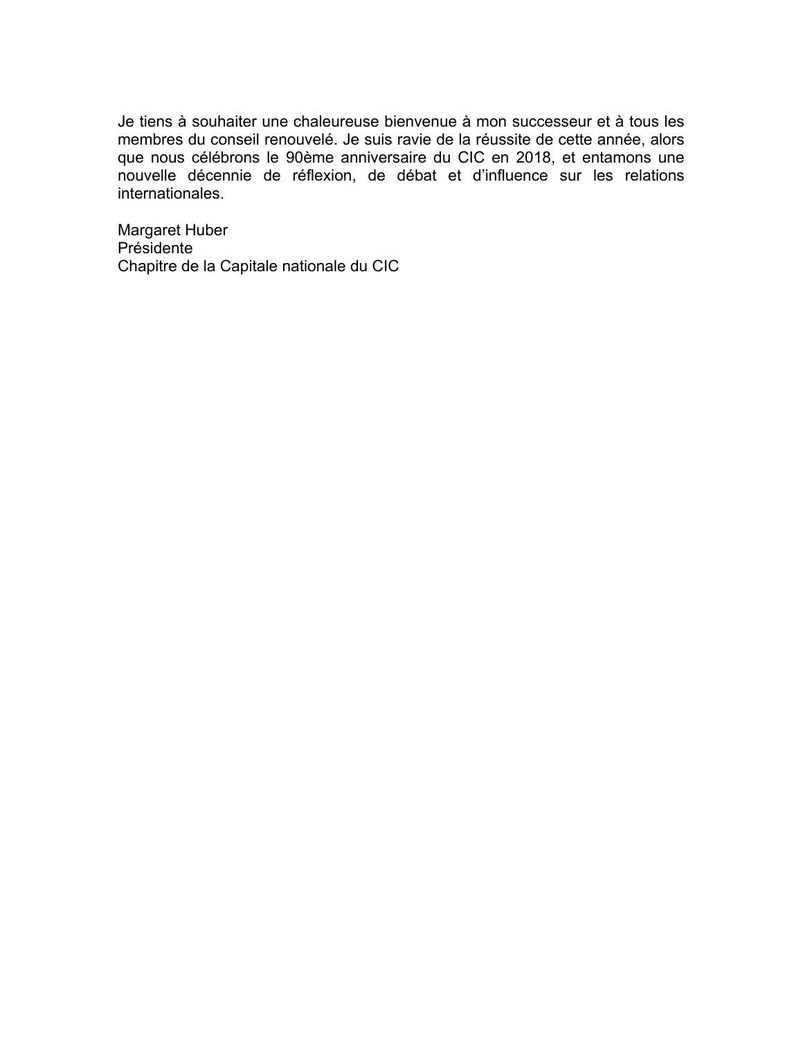Je tiens à souhaiter une chaleureuse bienvenue à mon successeur et à tous les membres du conseil renouvelé. Je suis ravie de la réussite de cette année, alors que nous célébrons le 90ème anniversaire du CIC en 2018, et entamons une nouvelle décennie de réflexion, de débat et d'influence sur les relations internationales.

Margaret Huber  
Présidente  
Chapitre de la Capitale nationale du CIC